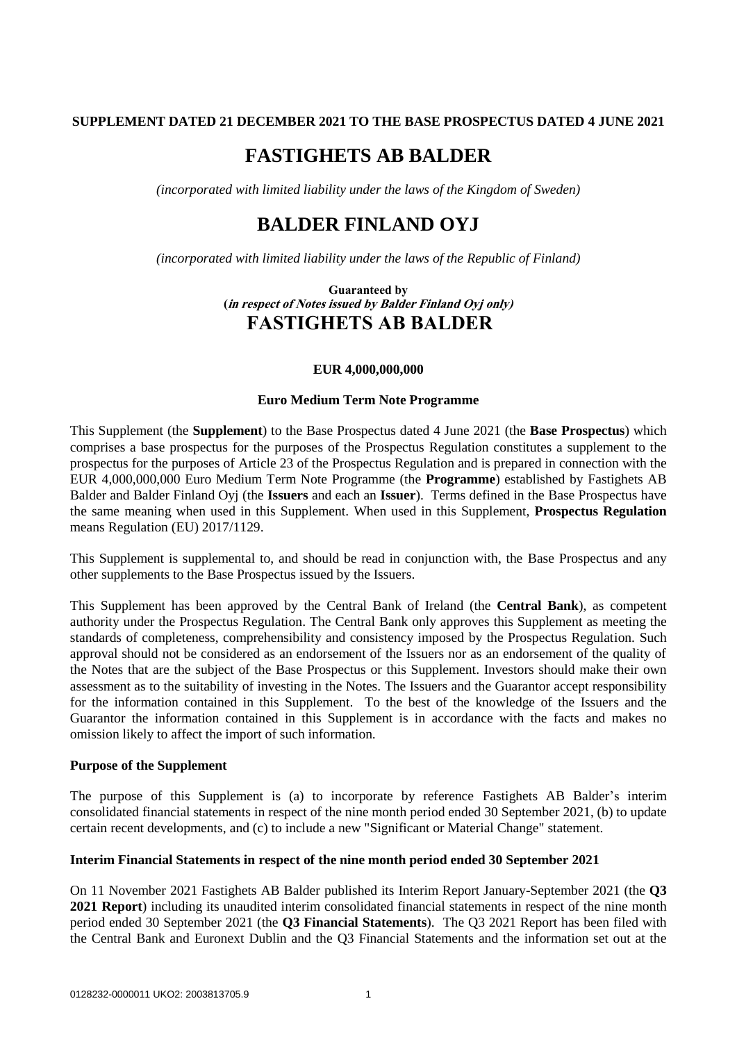**SUPPLEMENT DATED 21 DECEMBER 2021 TO THE BASE PROSPECTUS DATED 4 JUNE 2021**

# FASTIGHETS AB BALDER

*(incorporated with limited liability under the laws of the Kingdom of Sweden)*

# BALDER FINLAND OYJ

*(incorporated with limited liability under the laws of the Republic of Finland)*

**Guaranteed by**
**(*in respect of Notes issued by Balder Finland Oyj only*)**

# FASTIGHETS AB BALDER

**EUR 4,000,000,000**

**Euro Medium Term Note Programme**

This Supplement (the **Supplement**) to the Base Prospectus dated 4 June 2021 (the **Base Prospectus**) which comprises a base prospectus for the purposes of the Prospectus Regulation constitutes a supplement to the prospectus for the purposes of Article 23 of the Prospectus Regulation and is prepared in connection with the EUR 4,000,000,000 Euro Medium Term Note Programme (the **Programme**) established by Fastighets AB Balder and Balder Finland Oyj (the **Issuers** and each an **Issuer**). Terms defined in the Base Prospectus have the same meaning when used in this Supplement. When used in this Supplement, **Prospectus Regulation** means Regulation (EU) 2017/1129.

This Supplement is supplemental to, and should be read in conjunction with, the Base Prospectus and any other supplements to the Base Prospectus issued by the Issuers.

This Supplement has been approved by the Central Bank of Ireland (the **Central Bank**), as competent authority under the Prospectus Regulation. The Central Bank only approves this Supplement as meeting the standards of completeness, comprehensibility and consistency imposed by the Prospectus Regulation. Such approval should not be considered as an endorsement of the Issuers nor as an endorsement of the quality of the Notes that are the subject of the Base Prospectus or this Supplement. Investors should make their own assessment as to the suitability of investing in the Notes. The Issuers and the Guarantor accept responsibility for the information contained in this Supplement. To the best of the knowledge of the Issuers and the Guarantor the information contained in this Supplement is in accordance with the facts and makes no omission likely to affect the import of such information.

**Purpose of the Supplement**

The purpose of this Supplement is (a) to incorporate by reference Fastighets AB Balder's interim consolidated financial statements in respect of the nine month period ended 30 September 2021, (b) to update certain recent developments, and (c) to include a new "Significant or Material Change" statement.

**Interim Financial Statements in respect of the nine month period ended 30 September 2021**

On 11 November 2021 Fastighets AB Balder published its Interim Report January-September 2021 (the **Q3 2021 Report**) including its unaudited interim consolidated financial statements in respect of the nine month period ended 30 September 2021 (the **Q3 Financial Statements**). The Q3 2021 Report has been filed with the Central Bank and Euronext Dublin and the Q3 Financial Statements and the information set out at the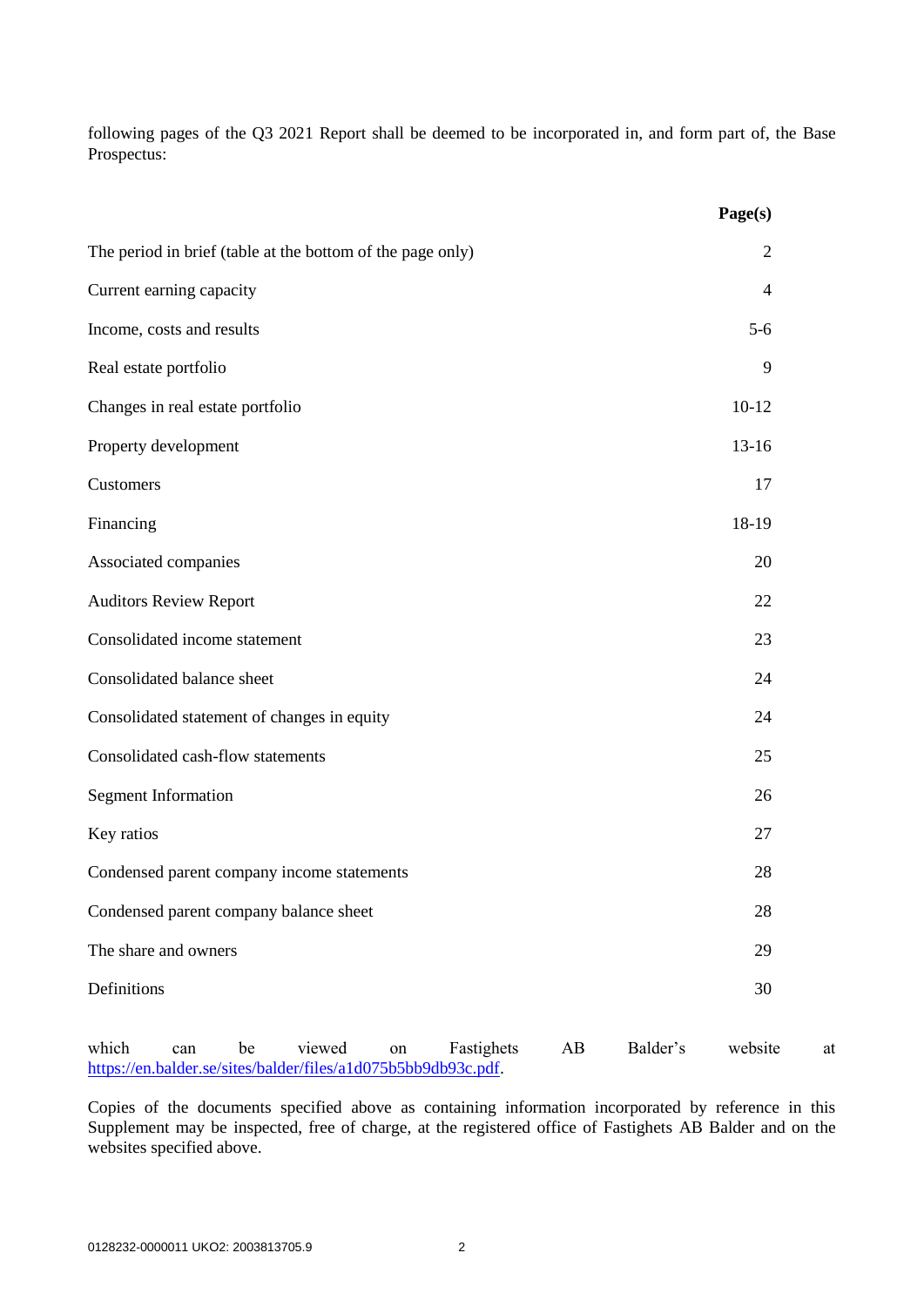following pages of the Q3 2021 Report shall be deemed to be incorporated in, and form part of, the Base Prospectus:

| | **Page(s)** |
|---|---|
| The period in brief (table at the bottom of the page only) | 2 |
| Current earning capacity | 4 |
| Income, costs and results | 5-6 |
| Real estate portfolio | 9 |
| Changes in real estate portfolio | 10-12 |
| Property development | 13-16 |
| Customers | 17 |
| Financing | 18-19 |
| Associated companies | 20 |
| Auditors Review Report | 22 |
| Consolidated income statement | 23 |
| Consolidated balance sheet | 24 |
| Consolidated statement of changes in equity | 24 |
| Consolidated cash-flow statements | 25 |
| Segment Information | 26 |
| Key ratios | 27 |
| Condensed parent company income statements | 28 |
| Condensed parent company balance sheet | 28 |
| The share and owners | 29 |
| Definitions | 30 |

which can be viewed on Fastighets AB Balder's website at https://en.balder.se/sites/balder/files/a1d075b5bb9db93c.pdf.

Copies of the documents specified above as containing information incorporated by reference in this Supplement may be inspected, free of charge, at the registered office of Fastighets AB Balder and on the websites specified above.

0128232-0000011 UKO2: 2003813705.9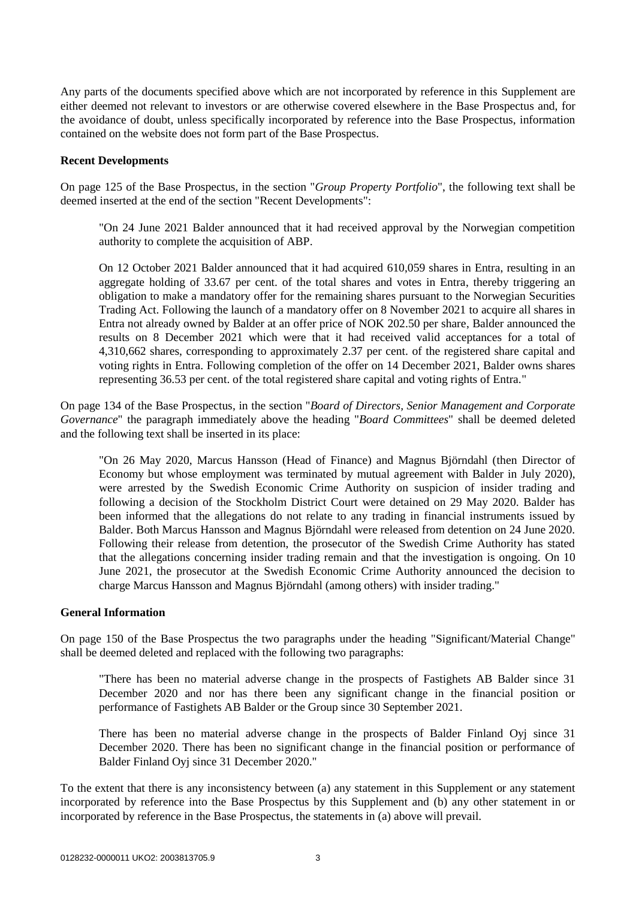Any parts of the documents specified above which are not incorporated by reference in this Supplement are either deemed not relevant to investors or are otherwise covered elsewhere in the Base Prospectus and, for the avoidance of doubt, unless specifically incorporated by reference into the Base Prospectus, information contained on the website does not form part of the Base Prospectus.

**Recent Developments**

On page 125 of the Base Prospectus, in the section "*Group Property Portfolio*", the following text shall be deemed inserted at the end of the section "Recent Developments":

> "On 24 June 2021 Balder announced that it had received approval by the Norwegian competition authority to complete the acquisition of ABP.
>
> On 12 October 2021 Balder announced that it had acquired 610,059 shares in Entra, resulting in an aggregate holding of 33.67 per cent. of the total shares and votes in Entra, thereby triggering an obligation to make a mandatory offer for the remaining shares pursuant to the Norwegian Securities Trading Act. Following the launch of a mandatory offer on 8 November 2021 to acquire all shares in Entra not already owned by Balder at an offer price of NOK 202.50 per share, Balder announced the results on 8 December 2021 which were that it had received valid acceptances for a total of 4,310,662 shares, corresponding to approximately 2.37 per cent. of the registered share capital and voting rights in Entra. Following completion of the offer on 14 December 2021, Balder owns shares representing 36.53 per cent. of the total registered share capital and voting rights of Entra."

On page 134 of the Base Prospectus, in the section "*Board of Directors, Senior Management and Corporate Governance*" the paragraph immediately above the heading "*Board Committees*" shall be deemed deleted and the following text shall be inserted in its place:

> "On 26 May 2020, Marcus Hansson (Head of Finance) and Magnus Björndahl (then Director of Economy but whose employment was terminated by mutual agreement with Balder in July 2020), were arrested by the Swedish Economic Crime Authority on suspicion of insider trading and following a decision of the Stockholm District Court were detained on 29 May 2020. Balder has been informed that the allegations do not relate to any trading in financial instruments issued by Balder. Both Marcus Hansson and Magnus Björndahl were released from detention on 24 June 2020. Following their release from detention, the prosecutor of the Swedish Crime Authority has stated that the allegations concerning insider trading remain and that the investigation is ongoing. On 10 June 2021, the prosecutor at the Swedish Economic Crime Authority announced the decision to charge Marcus Hansson and Magnus Björndahl (among others) with insider trading."

**General Information**

On page 150 of the Base Prospectus the two paragraphs under the heading "Significant/Material Change" shall be deemed deleted and replaced with the following two paragraphs:

> "There has been no material adverse change in the prospects of Fastighets AB Balder since 31 December 2020 and nor has there been any significant change in the financial position or performance of Fastighets AB Balder or the Group since 30 September 2021.
>
> There has been no material adverse change in the prospects of Balder Finland Oyj since 31 December 2020. There has been no significant change in the financial position or performance of Balder Finland Oyj since 31 December 2020."

To the extent that there is any inconsistency between (a) any statement in this Supplement or any statement incorporated by reference into the Base Prospectus by this Supplement and (b) any other statement in or incorporated by reference in the Base Prospectus, the statements in (a) above will prevail.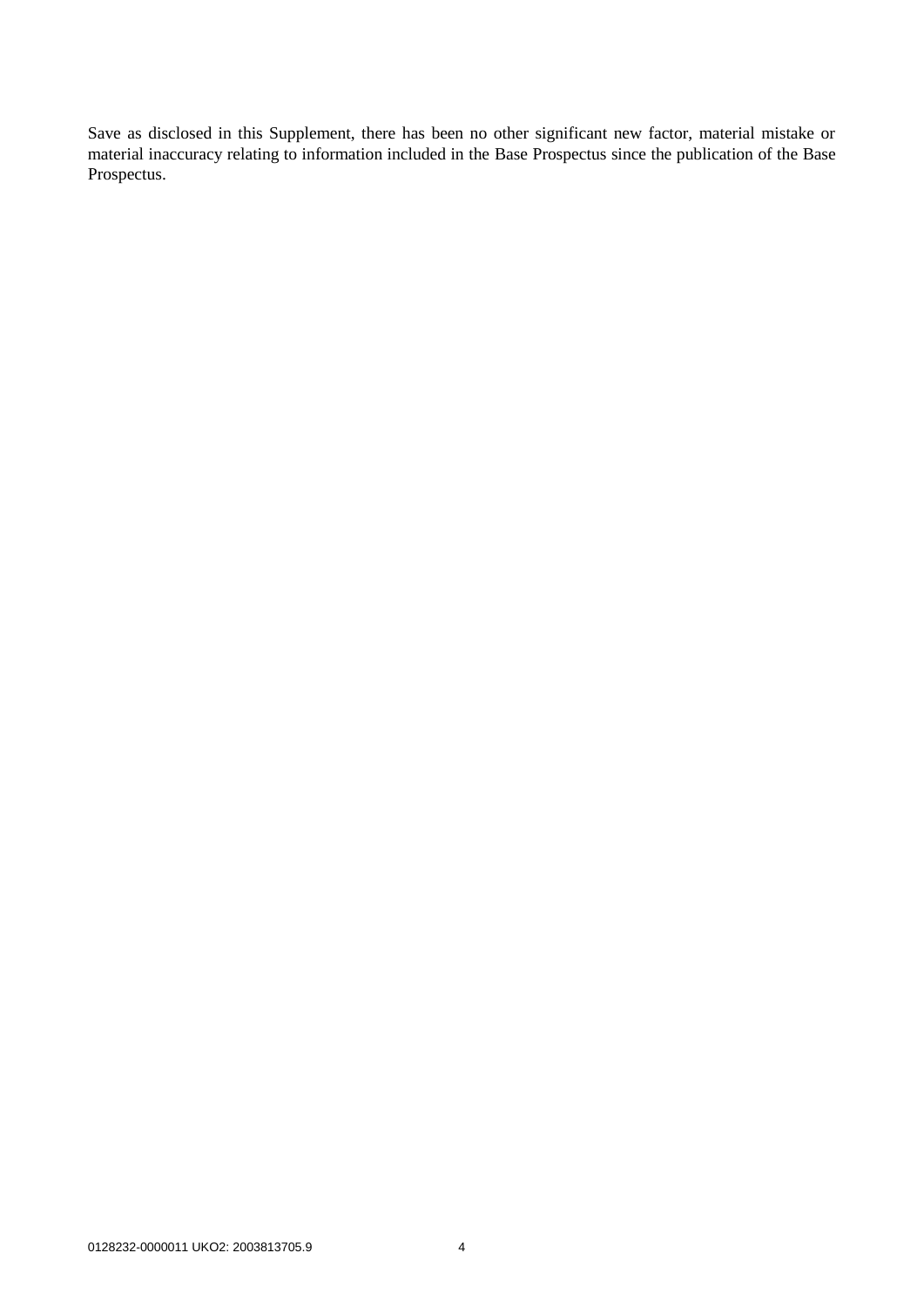Save as disclosed in this Supplement, there has been no other significant new factor, material mistake or material inaccuracy relating to information included in the Base Prospectus since the publication of the Base Prospectus.